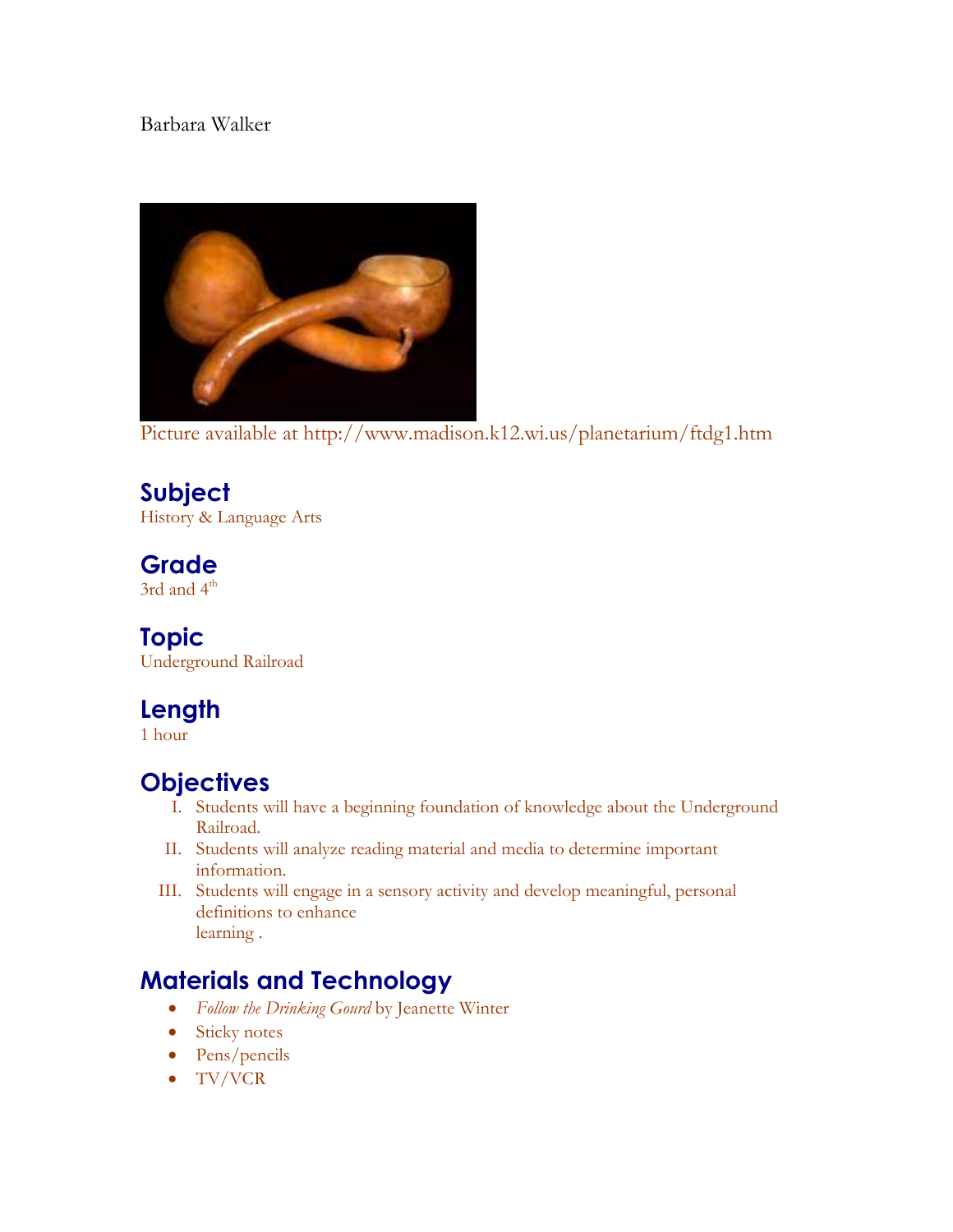Barbara Walker

Picture available at http://www.madison.k12.wi.us/planetarium/ftdg1.htm

## Subject

History & Language Arts

## Grade

3rd and 4th

## Topic

Underground Railroad

## Length

1 hour

## Objectives

I. Students will have a beginning foundation of knowledge about the Underground Railroad.
II. Students will analyze reading material and media to determine important information.
III. Students will engage in a sensory activity and develop meaningful, personal definitions to enhance learning .

## Materials and Technology

- *Follow the Drinking Gourd* by Jeanette Winter
- Sticky notes
- Pens/pencils
- TV/VCR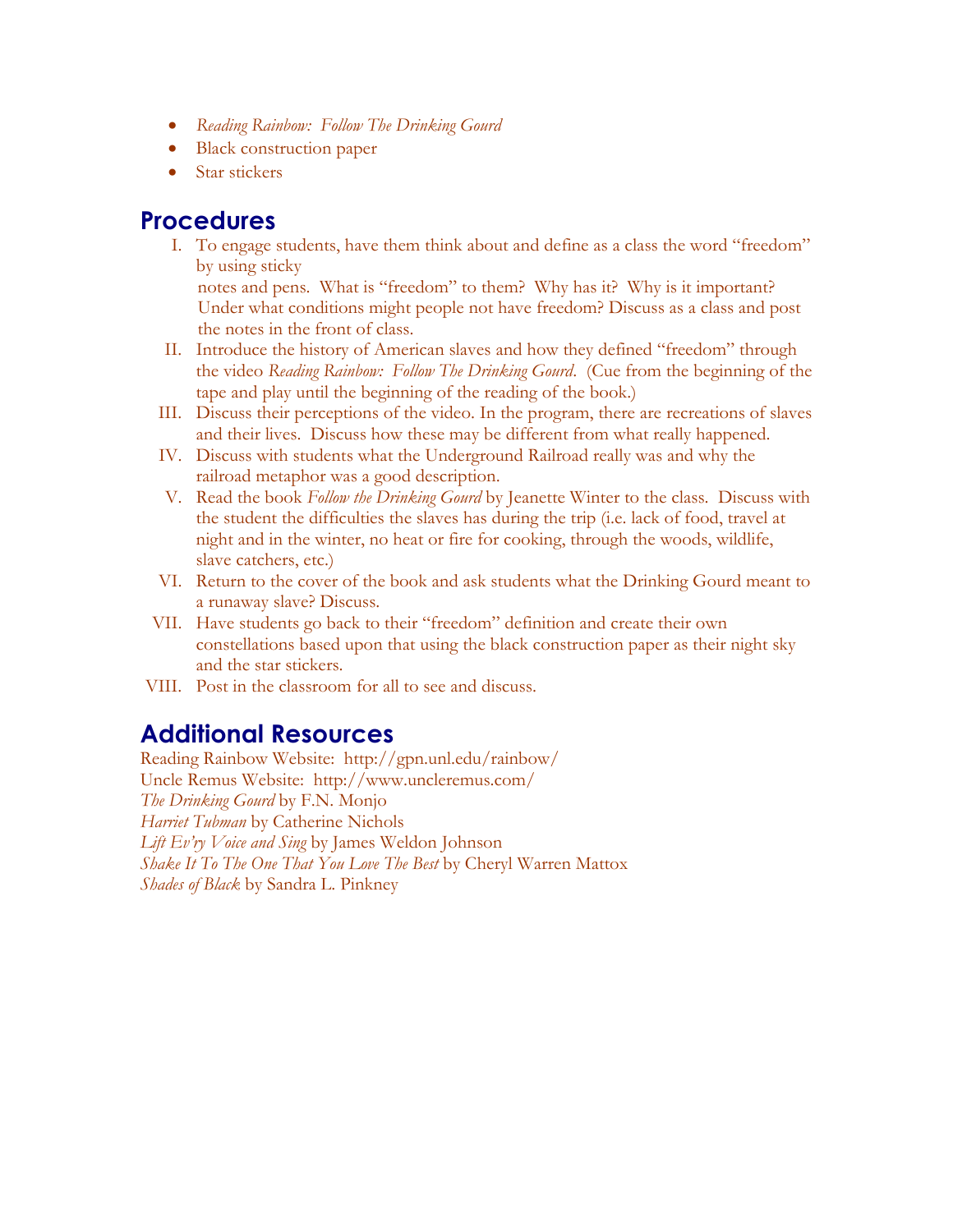- *Reading Rainbow: Follow The Drinking Gourd*
- Black construction paper
- Star stickers

## Procedures

I. To engage students, have them think about and define as a class the word "freedom" by using sticky notes and pens. What is "freedom" to them? Why has it? Why is it important? Under what conditions might people not have freedom? Discuss as a class and post the notes in the front of class.

II. Introduce the history of American slaves and how they defined "freedom" through the video *Reading Rainbow: Follow The Drinking Gourd*. (Cue from the beginning of the tape and play until the beginning of the reading of the book.)

III. Discuss their perceptions of the video. In the program, there are recreations of slaves and their lives. Discuss how these may be different from what really happened.

IV. Discuss with students what the Underground Railroad really was and why the railroad metaphor was a good description.

V. Read the book *Follow the Drinking Gourd* by Jeanette Winter to the class. Discuss with the student the difficulties the slaves has during the trip (i.e. lack of food, travel at night and in the winter, no heat or fire for cooking, through the woods, wildlife, slave catchers, etc.)

VI. Return to the cover of the book and ask students what the Drinking Gourd meant to a runaway slave? Discuss.

VII. Have students go back to their "freedom" definition and create their own constellations based upon that using the black construction paper as their night sky and the star stickers.

VIII. Post in the classroom for all to see and discuss.

## Additional Resources

Reading Rainbow Website: http://gpn.unl.edu/rainbow/
Uncle Remus Website: http://www.uncleremus.com/
*The Drinking Gourd* by F.N. Monjo
*Harriet Tubman* by Catherine Nichols
*Lift Ev'ry Voice and Sing* by James Weldon Johnson
*Shake It To The One That You Love The Best* by Cheryl Warren Mattox
*Shades of Black* by Sandra L. Pinkney